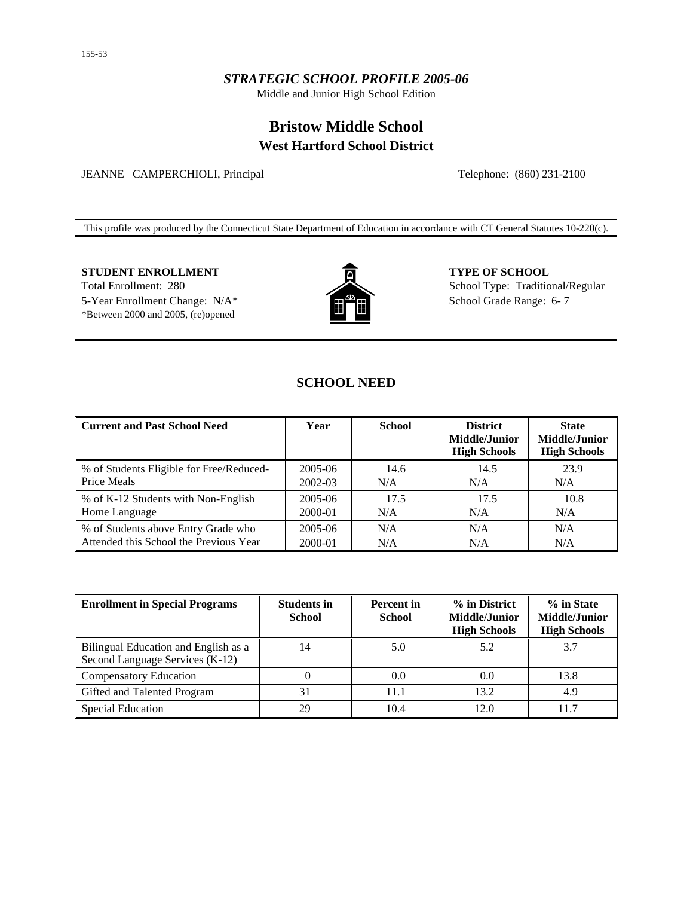155-53

***STRATEGIC SCHOOL PROFILE 2005-06***

Middle and Junior High School Edition

# Bristow Middle School

## West Hartford School District

JEANNE CAMPERCHIOLI, Principal

Telephone: (860) 231-2100

This profile was produced by the Connecticut State Department of Education in accordance with CT General Statutes 10-220(c).

**STUDENT ENROLLMENT**

Total Enrollment: 280

5-Year Enrollment Change: N/A*

*Between 2000 and 2005, (re)opened

**TYPE OF SCHOOL**

School Type: Traditional/Regular

School Grade Range: 6- 7

## SCHOOL NEED

| Current and Past School Need | Year | School | District Middle/Junior High Schools | State Middle/Junior High Schools |
|---|---|---|---|---|
| % of Students Eligible for Free/Reduced-Price Meals | 2005-06 | 14.6 | 14.5 | 23.9 |
| | 2002-03 | N/A | N/A | N/A |
| % of K-12 Students with Non-English Home Language | 2005-06 | 17.5 | 17.5 | 10.8 |
| | 2000-01 | N/A | N/A | N/A |
| % of Students above Entry Grade who Attended this School the Previous Year | 2005-06 | N/A | N/A | N/A |
| | 2000-01 | N/A | N/A | N/A |

| Enrollment in Special Programs | Students in School | Percent in School | % in District Middle/Junior High Schools | % in State Middle/Junior High Schools |
|---|---|---|---|---|
| Bilingual Education and English as a Second Language Services (K-12) | 14 | 5.0 | 5.2 | 3.7 |
| Compensatory Education | 0 | 0.0 | 0.0 | 13.8 |
| Gifted and Talented Program | 31 | 11.1 | 13.2 | 4.9 |
| Special Education | 29 | 10.4 | 12.0 | 11.7 |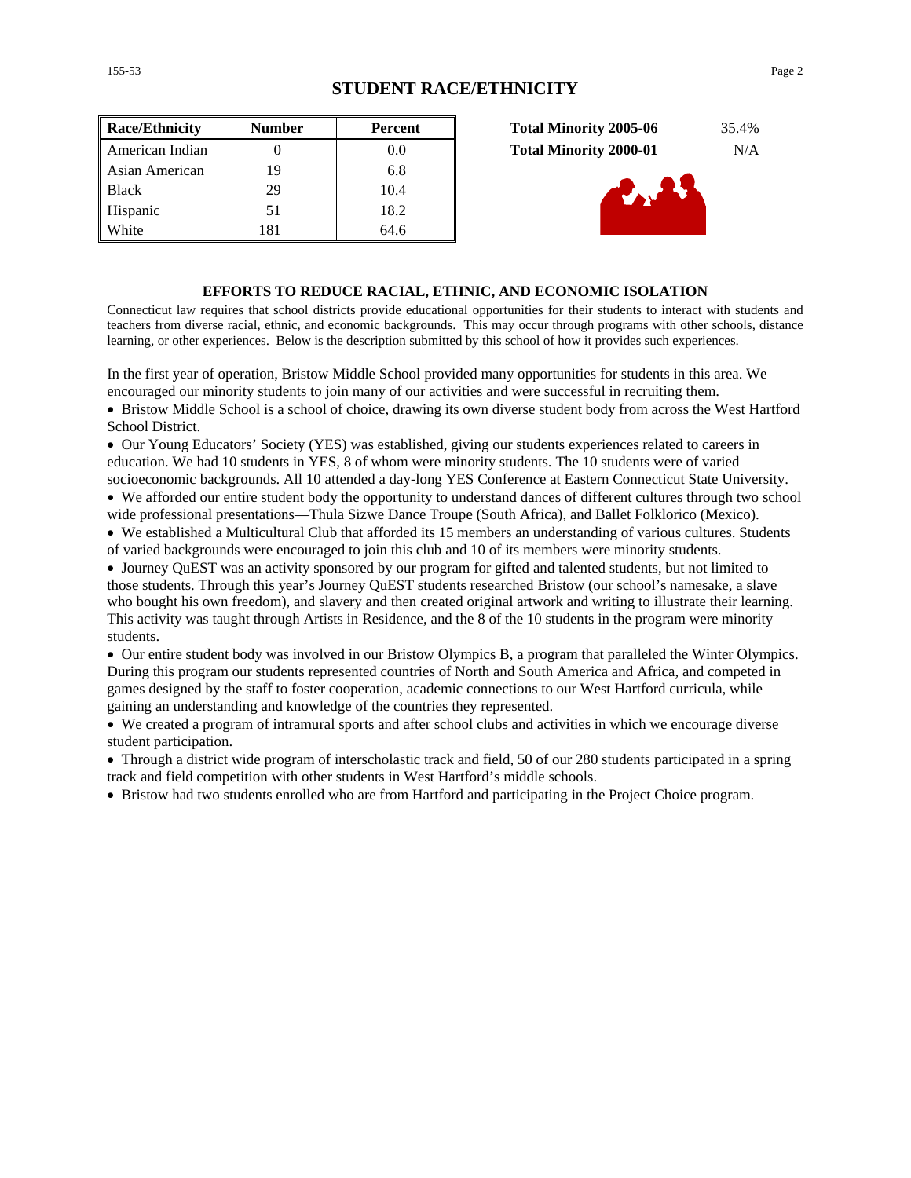## STUDENT RACE/ETHNICITY

| Race/Ethnicity | Number | Percent |
|---|---|---|
| American Indian | 0 | 0.0 |
| Asian American | 19 | 6.8 |
| Black | 29 | 10.4 |
| Hispanic | 51 | 18.2 |
| White | 181 | 64.6 |

| | |
|---|---|
| **Total Minority 2005-06** | 35.4% |
| **Total Minority 2000-01** | N/A |

### EFFORTS TO REDUCE RACIAL, ETHNIC, AND ECONOMIC ISOLATION

Connecticut law requires that school districts provide educational opportunities for their students to interact with students and teachers from diverse racial, ethnic, and economic backgrounds. This may occur through programs with other schools, distance learning, or other experiences. Below is the description submitted by this school of how it provides such experiences.

In the first year of operation, Bristow Middle School provided many opportunities for students in this area. We encouraged our minority students to join many of our activities and were successful in recruiting them.

- Bristow Middle School is a school of choice, drawing its own diverse student body from across the West Hartford School District.
- Our Young Educators' Society (YES) was established, giving our students experiences related to careers in education. We had 10 students in YES, 8 of whom were minority students. The 10 students were of varied socioeconomic backgrounds. All 10 attended a day-long YES Conference at Eastern Connecticut State University.
- We afforded our entire student body the opportunity to understand dances of different cultures through two school wide professional presentations—Thula Sizwe Dance Troupe (South Africa), and Ballet Folklorico (Mexico).
- We established a Multicultural Club that afforded its 15 members an understanding of various cultures. Students of varied backgrounds were encouraged to join this club and 10 of its members were minority students.
- Journey QuEST was an activity sponsored by our program for gifted and talented students, but not limited to those students. Through this year's Journey QuEST students researched Bristow (our school's namesake, a slave who bought his own freedom), and slavery and then created original artwork and writing to illustrate their learning. This activity was taught through Artists in Residence, and the 8 of the 10 students in the program were minority students.
- Our entire student body was involved in our Bristow Olympics B, a program that paralleled the Winter Olympics. During this program our students represented countries of North and South America and Africa, and competed in games designed by the staff to foster cooperation, academic connections to our West Hartford curricula, while gaining an understanding and knowledge of the countries they represented.
- We created a program of intramural sports and after school clubs and activities in which we encourage diverse student participation.
- Through a district wide program of interscholastic track and field, 50 of our 280 students participated in a spring track and field competition with other students in West Hartford's middle schools.
- Bristow had two students enrolled who are from Hartford and participating in the Project Choice program.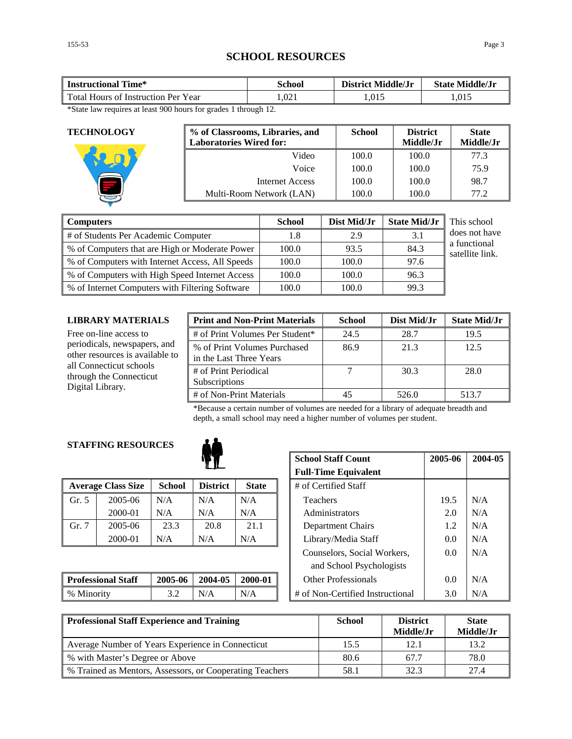# SCHOOL RESOURCES

| Instructional Time* | School | District Middle/Jr | State Middle/Jr |
|---|---|---|---|
| Total Hours of Instruction Per Year | 1,021 | 1,015 | 1,015 |

*State law requires at least 900 hours for grades 1 through 12.

## TECHNOLOGY

| % of Classrooms, Libraries, and Laboratories Wired for: | School | District Middle/Jr | State Middle/Jr |
|---|---|---|---|
| Video | 100.0 | 100.0 | 77.3 |
| Voice | 100.0 | 100.0 | 75.9 |
| Internet Access | 100.0 | 100.0 | 98.7 |
| Multi-Room Network (LAN) | 100.0 | 100.0 | 77.2 |

| Computers | School | Dist Mid/Jr | State Mid/Jr |
|---|---|---|---|
| # of Students Per Academic Computer | 1.8 | 2.9 | 3.1 |
| % of Computers that are High or Moderate Power | 100.0 | 93.5 | 84.3 |
| % of Computers with Internet Access, All Speeds | 100.0 | 100.0 | 97.6 |
| % of Computers with High Speed Internet Access | 100.0 | 100.0 | 96.3 |
| % of Internet Computers with Filtering Software | 100.0 | 100.0 | 99.3 |

This school does not have a functional satellite link.

## LIBRARY MATERIALS

Free on-line access to periodicals, newspapers, and other resources is available to all Connecticut schools through the Connecticut Digital Library.

| Print and Non-Print Materials | School | Dist Mid/Jr | State Mid/Jr |
|---|---|---|---|
| # of Print Volumes Per Student* | 24.5 | 28.7 | 19.5 |
| % of Print Volumes Purchased in the Last Three Years | 86.9 | 21.3 | 12.5 |
| # of Print Periodical Subscriptions | 7 | 30.3 | 28.0 |
| # of Non-Print Materials | 45 | 526.0 | 513.7 |

*Because a certain number of volumes are needed for a library of adequate breadth and depth, a small school may need a higher number of volumes per student.

## STAFFING RESOURCES

| Average Class Size | | School | District | State |
|---|---|---|---|---|
| Gr. 5 | 2005-06 | N/A | N/A | N/A |
| | 2000-01 | N/A | N/A | N/A |
| Gr. 7 | 2005-06 | 23.3 | 20.8 | 21.1 |
| | 2000-01 | N/A | N/A | N/A |

| Professional Staff | 2005-06 | 2004-05 | 2000-01 |
|---|---|---|---|
| % Minority | 3.2 | N/A | N/A |

| School Staff Count Full-Time Equivalent | 2005-06 | 2004-05 |
|---|---|---|
| # of Certified Staff | | |
| Teachers | 19.5 | N/A |
| Administrators | 2.0 | N/A |
| Department Chairs | 1.2 | N/A |
| Library/Media Staff | 0.0 | N/A |
| Counselors, Social Workers, and School Psychologists | 0.0 | N/A |
| Other Professionals | 0.0 | N/A |
| # of Non-Certified Instructional | 3.0 | N/A |

| Professional Staff Experience and Training | School | District Middle/Jr | State Middle/Jr |
|---|---|---|---|
| Average Number of Years Experience in Connecticut | 15.5 | 12.1 | 13.2 |
| % with Master's Degree or Above | 80.6 | 67.7 | 78.0 |
| % Trained as Mentors, Assessors, or Cooperating Teachers | 58.1 | 32.3 | 27.4 |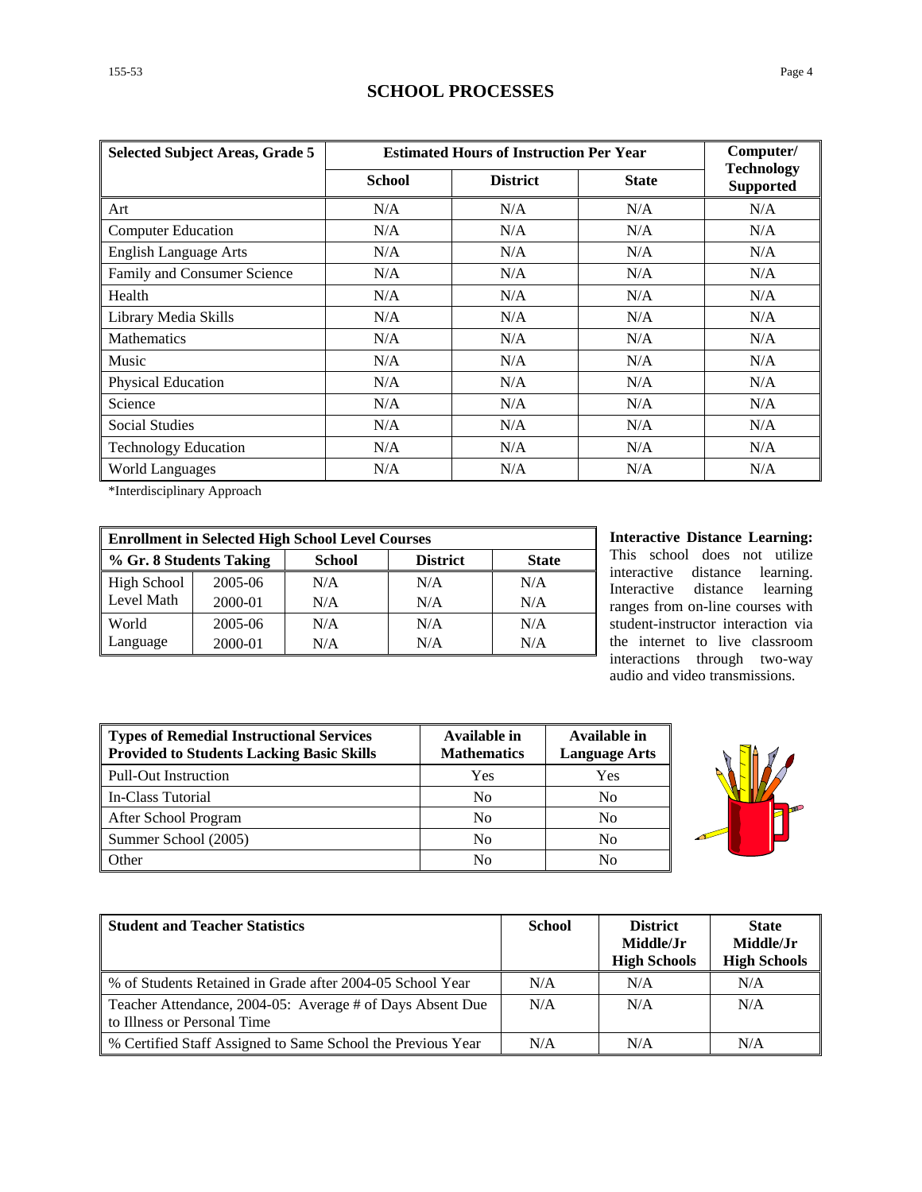# SCHOOL PROCESSES

| Selected Subject Areas, Grade 5 | Estimated Hours of Instruction Per Year | | | Computer/ Technology Supported |
|---|---|---|---|---|
| | School | District | State | |
| Art | N/A | N/A | N/A | N/A |
| Computer Education | N/A | N/A | N/A | N/A |
| English Language Arts | N/A | N/A | N/A | N/A |
| Family and Consumer Science | N/A | N/A | N/A | N/A |
| Health | N/A | N/A | N/A | N/A |
| Library Media Skills | N/A | N/A | N/A | N/A |
| Mathematics | N/A | N/A | N/A | N/A |
| Music | N/A | N/A | N/A | N/A |
| Physical Education | N/A | N/A | N/A | N/A |
| Science | N/A | N/A | N/A | N/A |
| Social Studies | N/A | N/A | N/A | N/A |
| Technology Education | N/A | N/A | N/A | N/A |
| World Languages | N/A | N/A | N/A | N/A |

*Interdisciplinary Approach

| Enrollment in Selected High School Level Courses | | | | |
|---|---|---|---|---|
| % Gr. 8 Students Taking | | School | District | State |
| High School Level Math | 2005-06 | N/A | N/A | N/A |
| | 2000-01 | N/A | N/A | N/A |
| World Language | 2005-06 | N/A | N/A | N/A |
| | 2000-01 | N/A | N/A | N/A |

**Interactive Distance Learning:** This school does not utilize interactive distance learning. Interactive distance learning ranges from on-line courses with student-instructor interaction via the internet to live classroom interactions through two-way audio and video transmissions.

| Types of Remedial Instructional Services Provided to Students Lacking Basic Skills | Available in Mathematics | Available in Language Arts |
|---|---|---|
| Pull-Out Instruction | Yes | Yes |
| In-Class Tutorial | No | No |
| After School Program | No | No |
| Summer School (2005) | No | No |
| Other | No | No |

| Student and Teacher Statistics | School | District Middle/Jr High Schools | State Middle/Jr High Schools |
|---|---|---|---|
| % of Students Retained in Grade after 2004-05 School Year | N/A | N/A | N/A |
| Teacher Attendance, 2004-05: Average # of Days Absent Due to Illness or Personal Time | N/A | N/A | N/A |
| % Certified Staff Assigned to Same School the Previous Year | N/A | N/A | N/A |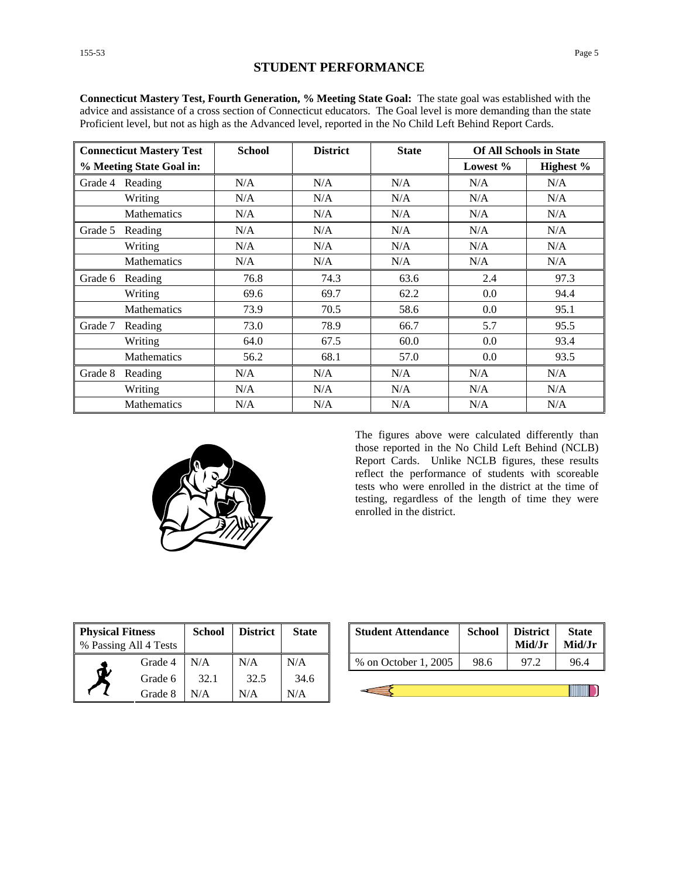# STUDENT PERFORMANCE

**Connecticut Mastery Test, Fourth Generation, % Meeting State Goal:** The state goal was established with the advice and assistance of a cross section of Connecticut educators. The Goal level is more demanding than the state Proficient level, but not as high as the Advanced level, reported in the No Child Left Behind Report Cards.

| Connecticut Mastery Test | | School | District | State | Of All Schools in State | |
|---|---|---|---|---|---|---|
| % Meeting State Goal in: | | | | | Lowest % | Highest % |
| Grade 4 | Reading | N/A | N/A | N/A | N/A | N/A |
| | Writing | N/A | N/A | N/A | N/A | N/A |
| | Mathematics | N/A | N/A | N/A | N/A | N/A |
| Grade 5 | Reading | N/A | N/A | N/A | N/A | N/A |
| | Writing | N/A | N/A | N/A | N/A | N/A |
| | Mathematics | N/A | N/A | N/A | N/A | N/A |
| Grade 6 | Reading | 76.8 | 74.3 | 63.6 | 2.4 | 97.3 |
| | Writing | 69.6 | 69.7 | 62.2 | 0.0 | 94.4 |
| | Mathematics | 73.9 | 70.5 | 58.6 | 0.0 | 95.1 |
| Grade 7 | Reading | 73.0 | 78.9 | 66.7 | 5.7 | 95.5 |
| | Writing | 64.0 | 67.5 | 60.0 | 0.0 | 93.4 |
| | Mathematics | 56.2 | 68.1 | 57.0 | 0.0 | 93.5 |
| Grade 8 | Reading | N/A | N/A | N/A | N/A | N/A |
| | Writing | N/A | N/A | N/A | N/A | N/A |
| | Mathematics | N/A | N/A | N/A | N/A | N/A |

The figures above were calculated differently than those reported in the No Child Left Behind (NCLB) Report Cards. Unlike NCLB figures, these results reflect the performance of students with scoreable tests who were enrolled in the district at the time of testing, regardless of the length of time they were enrolled in the district.

| Physical Fitness % Passing All 4 Tests | School | District | State |
|---|---|---|---|
| Grade 4 | N/A | N/A | N/A |
| Grade 6 | 32.1 | 32.5 | 34.6 |
| Grade 8 | N/A | N/A | N/A |

| Student Attendance | School | District Mid/Jr | State Mid/Jr |
|---|---|---|---|
| % on October 1, 2005 | 98.6 | 97.2 | 96.4 |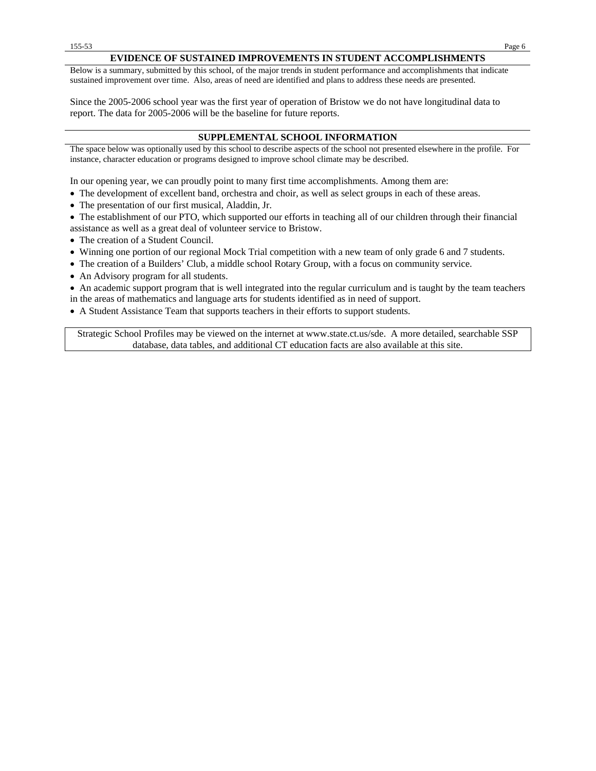## EVIDENCE OF SUSTAINED IMPROVEMENTS IN STUDENT ACCOMPLISHMENTS

Below is a summary, submitted by this school, of the major trends in student performance and accomplishments that indicate sustained improvement over time. Also, areas of need are identified and plans to address these needs are presented.

Since the 2005-2006 school year was the first year of operation of Bristow we do not have longitudinal data to report. The data for 2005-2006 will be the baseline for future reports.

## SUPPLEMENTAL SCHOOL INFORMATION

The space below was optionally used by this school to describe aspects of the school not presented elsewhere in the profile. For instance, character education or programs designed to improve school climate may be described.

In our opening year, we can proudly point to many first time accomplishments. Among them are:

- The development of excellent band, orchestra and choir, as well as select groups in each of these areas.
- The presentation of our first musical, Aladdin, Jr.
- The establishment of our PTO, which supported our efforts in teaching all of our children through their financial assistance as well as a great deal of volunteer service to Bristow.
- The creation of a Student Council.
- Winning one portion of our regional Mock Trial competition with a new team of only grade 6 and 7 students.
- The creation of a Builders' Club, a middle school Rotary Group, with a focus on community service.
- An Advisory program for all students.
- An academic support program that is well integrated into the regular curriculum and is taught by the team teachers in the areas of mathematics and language arts for students identified as in need of support.
- A Student Assistance Team that supports teachers in their efforts to support students.

Strategic School Profiles may be viewed on the internet at www.state.ct.us/sde. A more detailed, searchable SSP database, data tables, and additional CT education facts are also available at this site.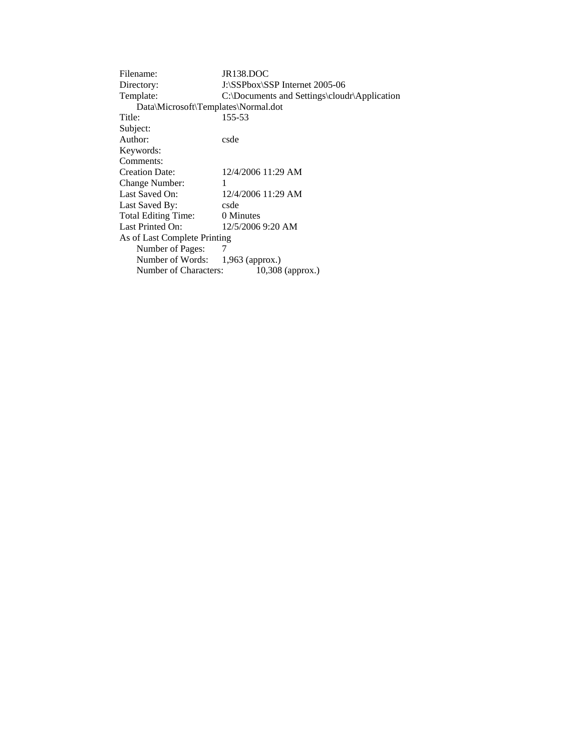Filename: JR138.DOC
Directory: J:\SSPbox\SSP Internet 2005-06
Template: C:\Documents and Settings\cloudr\Application Data\Microsoft\Templates\Normal.dot
Title: 155-53
Subject:
Author: csde
Keywords:
Comments:
Creation Date: 12/4/2006 11:29 AM
Change Number: 1
Last Saved On: 12/4/2006 11:29 AM
Last Saved By: csde
Total Editing Time: 0 Minutes
Last Printed On: 12/5/2006 9:20 AM
As of Last Complete Printing
Number of Pages: 7
Number of Words: 1,963 (approx.)
Number of Characters: 10,308 (approx.)